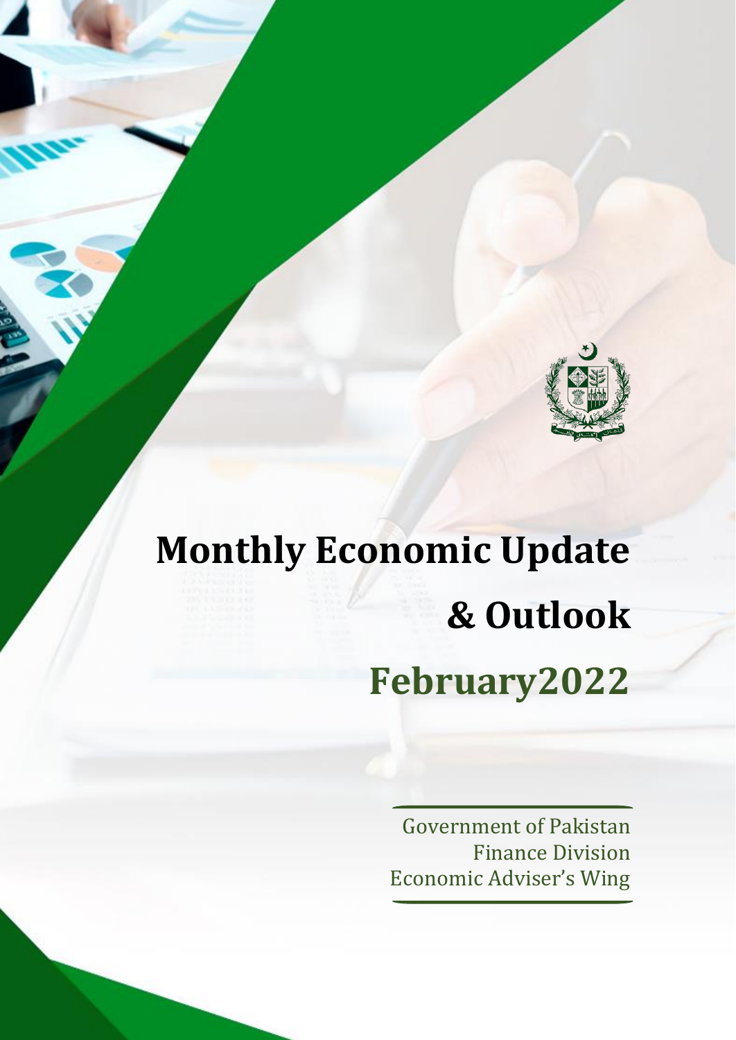# Monthly Economic Update & Outlook

## February2022

Government of Pakistan
Finance Division
Economic Adviser's Wing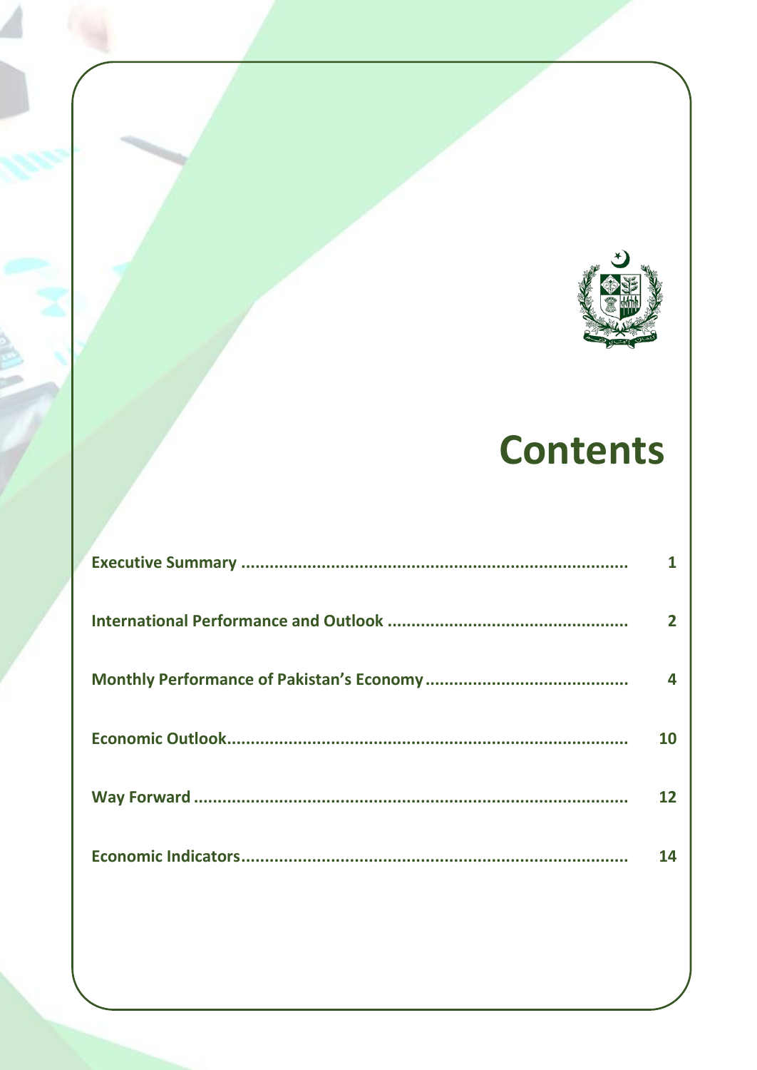# Contents

| | |
|---|---|
| Executive Summary | 1 |
| International Performance and Outlook | 2 |
| Monthly Performance of Pakistan's Economy | 4 |
| Economic Outlook | 10 |
| Way Forward | 12 |
| Economic Indicators | 14 |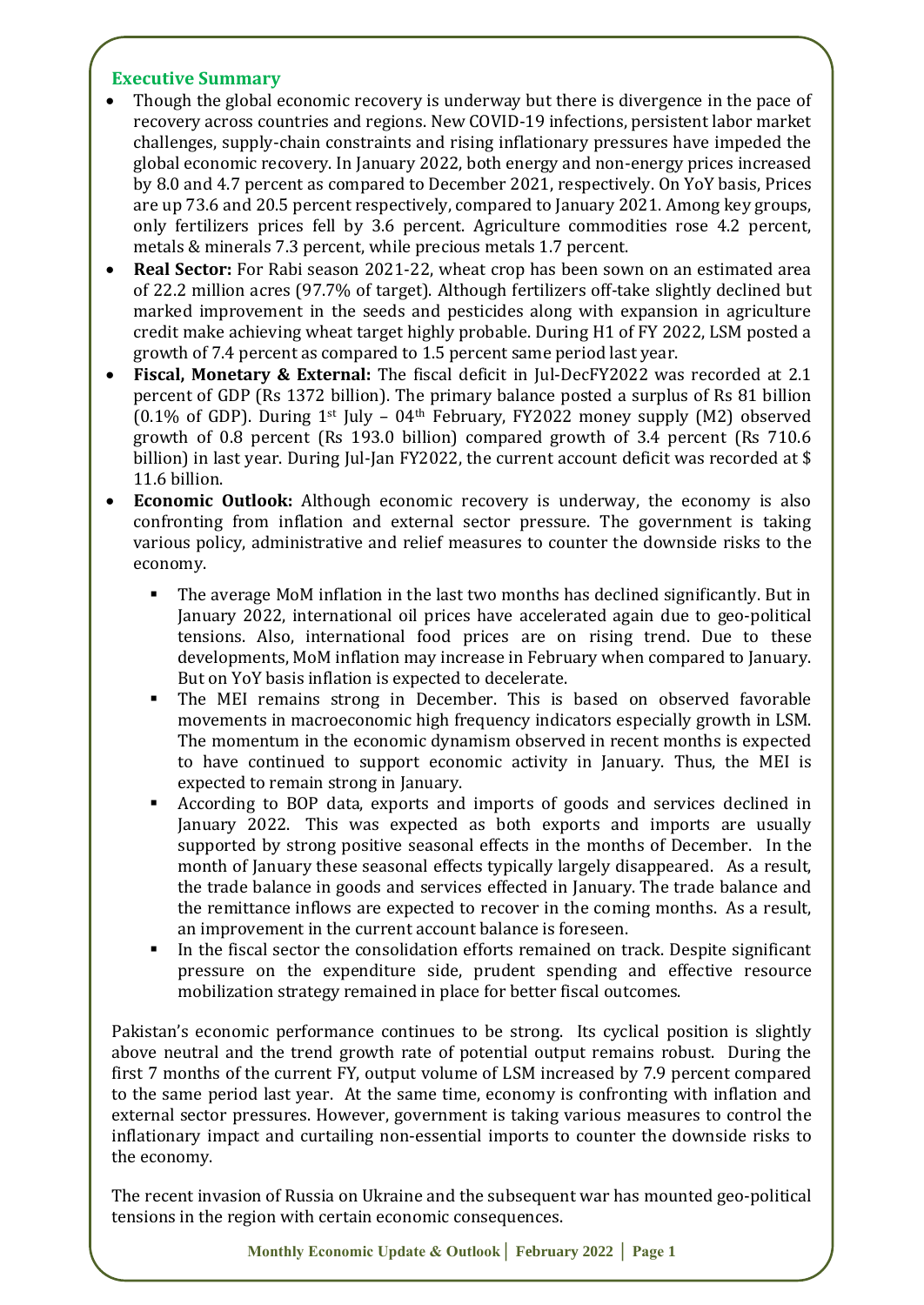## Executive Summary

- Though the global economic recovery is underway but there is divergence in the pace of recovery across countries and regions. New COVID-19 infections, persistent labor market challenges, supply-chain constraints and rising inflationary pressures have impeded the global economic recovery. In January 2022, both energy and non-energy prices increased by 8.0 and 4.7 percent as compared to December 2021, respectively. On YoY basis, Prices are up 73.6 and 20.5 percent respectively, compared to January 2021. Among key groups, only fertilizers prices fell by 3.6 percent. Agriculture commodities rose 4.2 percent, metals & minerals 7.3 percent, while precious metals 1.7 percent.
- **Real Sector:** For Rabi season 2021-22, wheat crop has been sown on an estimated area of 22.2 million acres (97.7% of target). Although fertilizers off-take slightly declined but marked improvement in the seeds and pesticides along with expansion in agriculture credit make achieving wheat target highly probable. During H1 of FY 2022, LSM posted a growth of 7.4 percent as compared to 1.5 percent same period last year.
- **Fiscal, Monetary & External:** The fiscal deficit in Jul-DecFY2022 was recorded at 2.1 percent of GDP (Rs 1372 billion). The primary balance posted a surplus of Rs 81 billion (0.1% of GDP). During 1st July – 04th February, FY2022 money supply (M2) observed growth of 0.8 percent (Rs 193.0 billion) compared growth of 3.4 percent (Rs 710.6 billion) in last year. During Jul-Jan FY2022, the current account deficit was recorded at $ 11.6 billion.
- **Economic Outlook:** Although economic recovery is underway, the economy is also confronting from inflation and external sector pressure. The government is taking various policy, administrative and relief measures to counter the downside risks to the economy.
  - The average MoM inflation in the last two months has declined significantly. But in January 2022, international oil prices have accelerated again due to geo-political tensions. Also, international food prices are on rising trend. Due to these developments, MoM inflation may increase in February when compared to January. But on YoY basis inflation is expected to decelerate.
  - The MEI remains strong in December. This is based on observed favorable movements in macroeconomic high frequency indicators especially growth in LSM. The momentum in the economic dynamism observed in recent months is expected to have continued to support economic activity in January. Thus, the MEI is expected to remain strong in January.
  - According to BOP data, exports and imports of goods and services declined in January 2022. This was expected as both exports and imports are usually supported by strong positive seasonal effects in the months of December. In the month of January these seasonal effects typically largely disappeared. As a result, the trade balance in goods and services effected in January. The trade balance and the remittance inflows are expected to recover in the coming months. As a result, an improvement in the current account balance is foreseen.
  - In the fiscal sector the consolidation efforts remained on track. Despite significant pressure on the expenditure side, prudent spending and effective resource mobilization strategy remained in place for better fiscal outcomes.

Pakistan's economic performance continues to be strong. Its cyclical position is slightly above neutral and the trend growth rate of potential output remains robust. During the first 7 months of the current FY, output volume of LSM increased by 7.9 percent compared to the same period last year. At the same time, economy is confronting with inflation and external sector pressures. However, government is taking various measures to control the inflationary impact and curtailing non-essential imports to counter the downside risks to the economy.

The recent invasion of Russia on Ukraine and the subsequent war has mounted geo-political tensions in the region with certain economic consequences.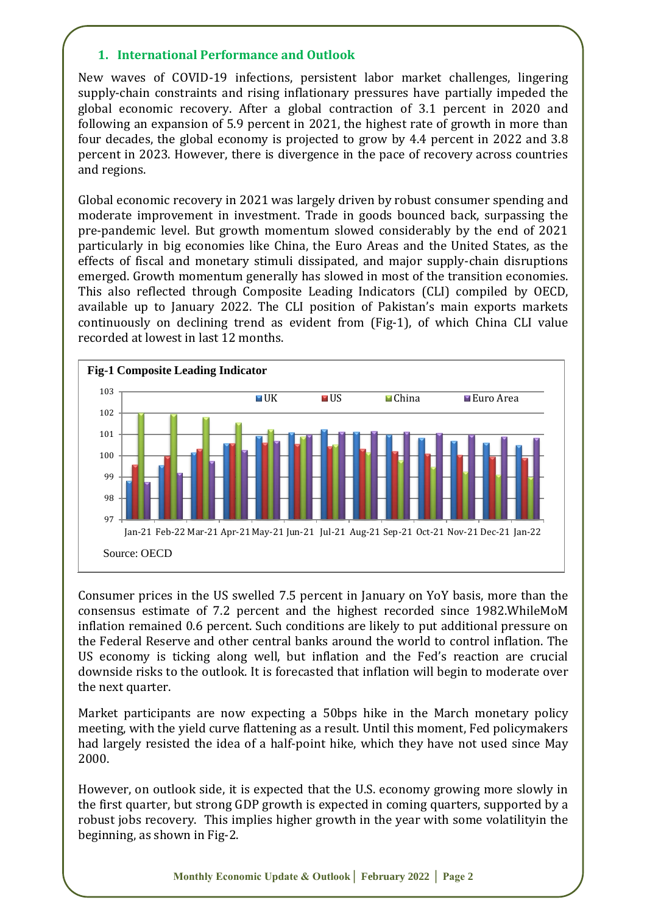## 1. International Performance and Outlook

New waves of COVID-19 infections, persistent labor market challenges, lingering supply-chain constraints and rising inflationary pressures have partially impeded the global economic recovery. After a global contraction of 3.1 percent in 2020 and following an expansion of 5.9 percent in 2021, the highest rate of growth in more than four decades, the global economy is projected to grow by 4.4 percent in 2022 and 3.8 percent in 2023. However, there is divergence in the pace of recovery across countries and regions.

Global economic recovery in 2021 was largely driven by robust consumer spending and moderate improvement in investment. Trade in goods bounced back, surpassing the pre-pandemic level. But growth momentum slowed considerably by the end of 2021 particularly in big economies like China, the Euro Areas and the United States, as the effects of fiscal and monetary stimuli dissipated, and major supply-chain disruptions emerged. Growth momentum generally has slowed in most of the transition economies. This also reflected through Composite Leading Indicators (CLI) compiled by OECD, available up to January 2022. The CLI position of Pakistan's main exports markets continuously on declining trend as evident from (Fig-1), of which China CLI value recorded at lowest in last 12 months.

**Fig-1 Composite Leading Indicator**

Source: OECD

Consumer prices in the US swelled 7.5 percent in January on YoY basis, more than the consensus estimate of 7.2 percent and the highest recorded since 1982.WhileMoM inflation remained 0.6 percent. Such conditions are likely to put additional pressure on the Federal Reserve and other central banks around the world to control inflation. The US economy is ticking along well, but inflation and the Fed's reaction are crucial downside risks to the outlook. It is forecasted that inflation will begin to moderate over the next quarter.

Market participants are now expecting a 50bps hike in the March monetary policy meeting, with the yield curve flattening as a result. Until this moment, Fed policymakers had largely resisted the idea of a half-point hike, which they have not used since May 2000.

However, on outlook side, it is expected that the U.S. economy growing more slowly in the first quarter, but strong GDP growth is expected in coming quarters, supported by a robust jobs recovery. This implies higher growth in the year with some volatilityin the beginning, as shown in Fig-2.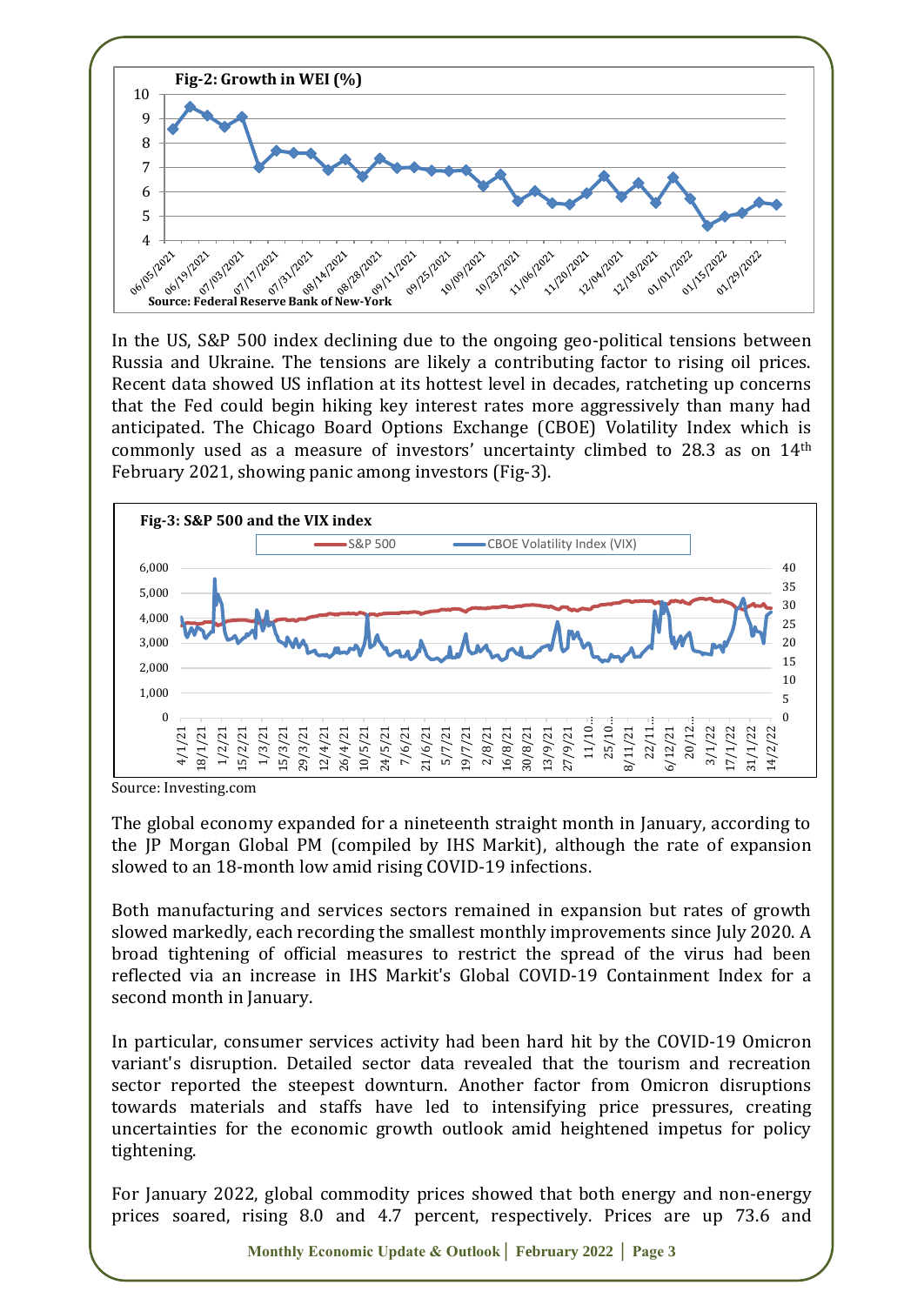**Fig-2: Growth in WEI (%)**

Source: Federal Reserve Bank of New-York

In the US, S&P 500 index declining due to the ongoing geo-political tensions between Russia and Ukraine. The tensions are likely a contributing factor to rising oil prices. Recent data showed US inflation at its hottest level in decades, ratcheting up concerns that the Fed could begin hiking key interest rates more aggressively than many had anticipated. The Chicago Board Options Exchange (CBOE) Volatility Index which is commonly used as a measure of investors' uncertainty climbed to 28.3 as on 14th February 2021, showing panic among investors (Fig-3).

**Fig-3: S&P 500 and the VIX index**

Source: Investing.com

The global economy expanded for a nineteenth straight month in January, according to the JP Morgan Global PM (compiled by IHS Markit), although the rate of expansion slowed to an 18-month low amid rising COVID-19 infections.

Both manufacturing and services sectors remained in expansion but rates of growth slowed markedly, each recording the smallest monthly improvements since July 2020. A broad tightening of official measures to restrict the spread of the virus had been reflected via an increase in IHS Markit's Global COVID-19 Containment Index for a second month in January.

In particular, consumer services activity had been hard hit by the COVID-19 Omicron variant's disruption. Detailed sector data revealed that the tourism and recreation sector reported the steepest downturn. Another factor from Omicron disruptions towards materials and staffs have led to intensifying price pressures, creating uncertainties for the economic growth outlook amid heightened impetus for policy tightening.

For January 2022, global commodity prices showed that both energy and non-energy prices soared, rising 8.0 and 4.7 percent, respectively. Prices are up 73.6 and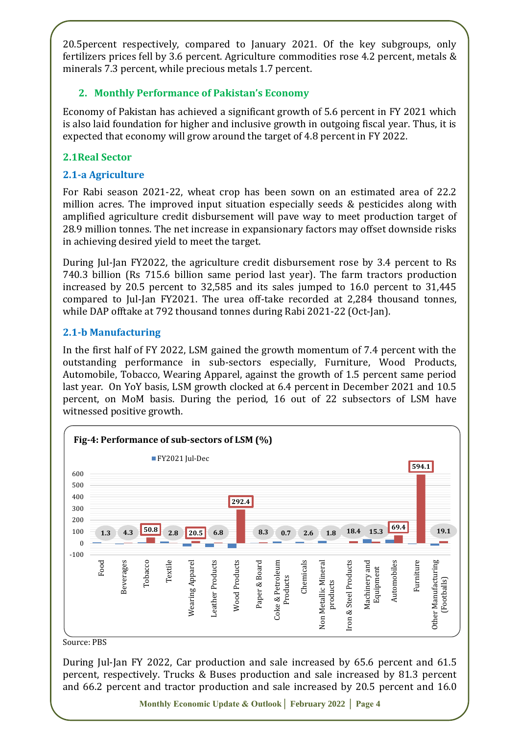20.5percent respectively, compared to January 2021. Of the key subgroups, only fertilizers prices fell by 3.6 percent. Agriculture commodities rose 4.2 percent, metals & minerals 7.3 percent, while precious metals 1.7 percent.

## 2. Monthly Performance of Pakistan's Economy

Economy of Pakistan has achieved a significant growth of 5.6 percent in FY 2021 which is also laid foundation for higher and inclusive growth in outgoing fiscal year. Thus, it is expected that economy will grow around the target of 4.8 percent in FY 2022.

### 2.1Real Sector

#### 2.1-a Agriculture

For Rabi season 2021-22, wheat crop has been sown on an estimated area of 22.2 million acres. The improved input situation especially seeds & pesticides along with amplified agriculture credit disbursement will pave way to meet production target of 28.9 million tonnes. The net increase in expansionary factors may offset downside risks in achieving desired yield to meet the target.

During Jul-Jan FY2022, the agriculture credit disbursement rose by 3.4 percent to Rs 740.3 billion (Rs 715.6 billion same period last year). The farm tractors production increased by 20.5 percent to 32,585 and its sales jumped to 16.0 percent to 31,445 compared to Jul-Jan FY2021. The urea off-take recorded at 2,284 thousand tonnes, while DAP offtake at 792 thousand tonnes during Rabi 2021-22 (Oct-Jan).

#### 2.1-b Manufacturing

In the first half of FY 2022, LSM gained the growth momentum of 7.4 percent with the outstanding performance in sub-sectors especially, Furniture, Wood Products, Automobile, Tobacco, Wearing Apparel, against the growth of 1.5 percent same period last year. On YoY basis, LSM growth clocked at 6.4 percent in December 2021 and 10.5 percent, on MoM basis. During the period, 16 out of 22 subsectors of LSM have witnessed positive growth.

**Fig-4: Performance of sub-sectors of LSM (%)**

| Sub-sector | FY2022 Jul-Dec (%) |
|---|---|
| Food | 1.3 |
| Beverages | 4.3 |
| Tobacco | 50.8 |
| Textile | 2.8 |
| Wearing Apparel | 20.5 |
| Leather Products | 6.8 |
| Wood Products | 292.4 |
| Paper & Board | 8.3 |
| Coke & Petroleum Products | 0.7 |
| Chemicals | 2.6 |
| Non Metallic Mineral products | 1.8 |
| Iron & Steel Products | 18.4 |
| Machinery and Equipment | 15.3 |
| Automobiles | 69.4 |
| Furniture | 594.1 |
| Other Manufacturing (Footballs) | 19.1 |

Source: PBS

During Jul-Jan FY 2022, Car production and sale increased by 65.6 percent and 61.5 percent, respectively. Trucks & Buses production and sale increased by 81.3 percent and 66.2 percent and tractor production and sale increased by 20.5 percent and 16.0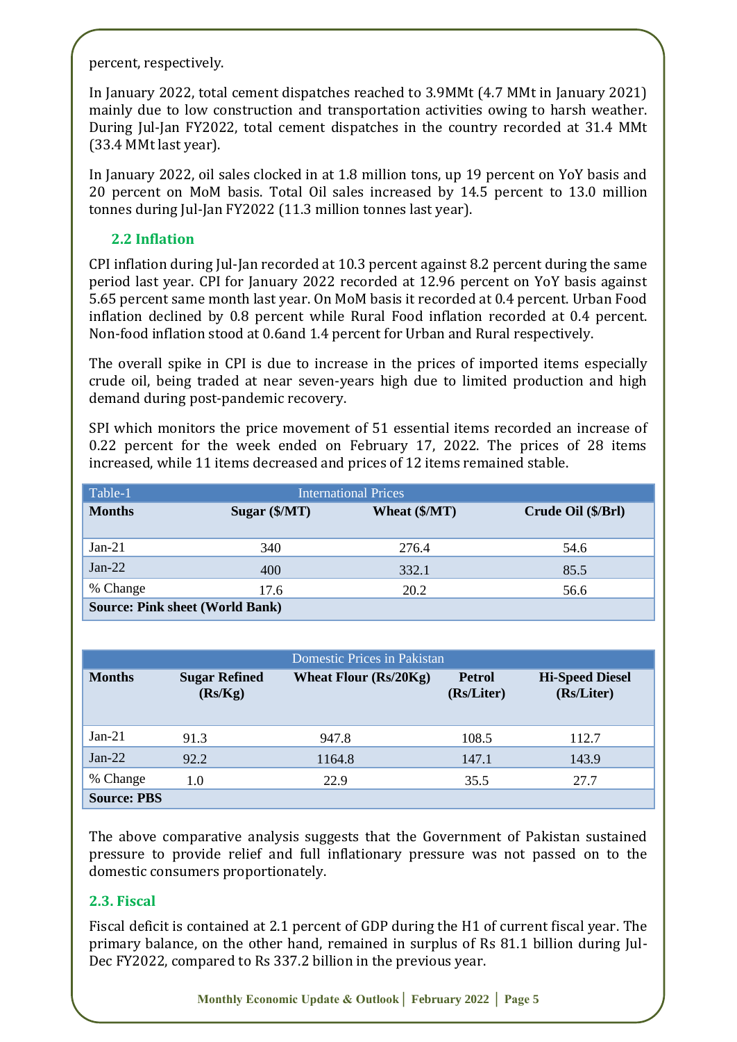percent, respectively.

In January 2022, total cement dispatches reached to 3.9MMt (4.7 MMt in January 2021) mainly due to low construction and transportation activities owing to harsh weather. During Jul-Jan FY2022, total cement dispatches in the country recorded at 31.4 MMt (33.4 MMt last year).

In January 2022, oil sales clocked in at 1.8 million tons, up 19 percent on YoY basis and 20 percent on MoM basis. Total Oil sales increased by 14.5 percent to 13.0 million tonnes during Jul-Jan FY2022 (11.3 million tonnes last year).

### 2.2 Inflation

CPI inflation during Jul-Jan recorded at 10.3 percent against 8.2 percent during the same period last year. CPI for January 2022 recorded at 12.96 percent on YoY basis against 5.65 percent same month last year. On MoM basis it recorded at 0.4 percent. Urban Food inflation declined by 0.8 percent while Rural Food inflation recorded at 0.4 percent. Non-food inflation stood at 0.6and 1.4 percent for Urban and Rural respectively.

The overall spike in CPI is due to increase in the prices of imported items especially crude oil, being traded at near seven-years high due to limited production and high demand during post-pandemic recovery.

SPI which monitors the price movement of 51 essential items recorded an increase of 0.22 percent for the week ended on February 17, 2022. The prices of 28 items increased, while 11 items decreased and prices of 12 items remained stable.

| Table-1 | International Prices | | |
|---|---|---|---|
| **Months** | **Sugar ($/MT)** | **Wheat ($/MT)** | **Crude Oil ($/Brl)** |
| Jan-21 | 340 | 276.4 | 54.6 |
| Jan-22 | 400 | 332.1 | 85.5 |
| % Change | 17.6 | 20.2 | 56.6 |
| **Source: Pink sheet (World Bank)** | | | |

| Domestic Prices in Pakistan | | | | |
|---|---|---|---|---|
| **Months** | **Sugar Refined (Rs/Kg)** | **Wheat Flour (Rs/20Kg)** | **Petrol (Rs/Liter)** | **Hi-Speed Diesel (Rs/Liter)** |
| Jan-21 | 91.3 | 947.8 | 108.5 | 112.7 |
| Jan-22 | 92.2 | 1164.8 | 147.1 | 143.9 |
| % Change | 1.0 | 22.9 | 35.5 | 27.7 |
| **Source: PBS** | | | | |

The above comparative analysis suggests that the Government of Pakistan sustained pressure to provide relief and full inflationary pressure was not passed on to the domestic consumers proportionately.

### 2.3. Fiscal

Fiscal deficit is contained at 2.1 percent of GDP during the H1 of current fiscal year. The primary balance, on the other hand, remained in surplus of Rs 81.1 billion during Jul-Dec FY2022, compared to Rs 337.2 billion in the previous year.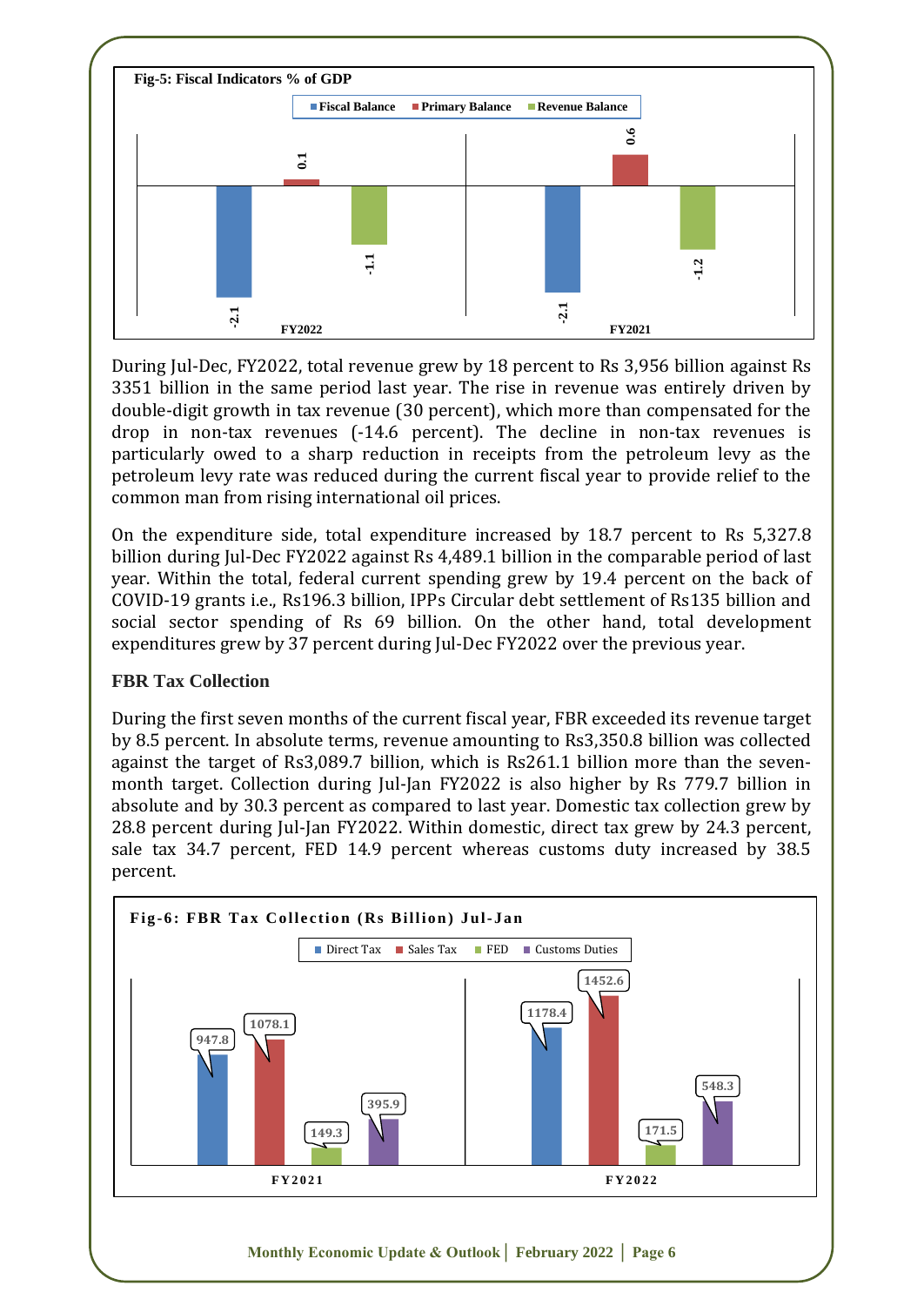**Fig-5: Fiscal Indicators % of GDP**

| | Fiscal Balance | Primary Balance | Revenue Balance |
|---|---|---|---|
| FY2022 | -2.1 | 0.1 | -1.1 |
| FY2021 | -2.1 | 0.6 | -1.2 |

During Jul-Dec, FY2022, total revenue grew by 18 percent to Rs 3,956 billion against Rs 3351 billion in the same period last year. The rise in revenue was entirely driven by double-digit growth in tax revenue (30 percent), which more than compensated for the drop in non-tax revenues (-14.6 percent). The decline in non-tax revenues is particularly owed to a sharp reduction in receipts from the petroleum levy as the petroleum levy rate was reduced during the current fiscal year to provide relief to the common man from rising international oil prices.

On the expenditure side, total expenditure increased by 18.7 percent to Rs 5,327.8 billion during Jul-Dec FY2022 against Rs 4,489.1 billion in the comparable period of last year. Within the total, federal current spending grew by 19.4 percent on the back of COVID-19 grants i.e., Rs196.3 billion, IPPs Circular debt settlement of Rs135 billion and social sector spending of Rs 69 billion. On the other hand, total development expenditures grew by 37 percent during Jul-Dec FY2022 over the previous year.

### FBR Tax Collection

During the first seven months of the current fiscal year, FBR exceeded its revenue target by 8.5 percent. In absolute terms, revenue amounting to Rs3,350.8 billion was collected against the target of Rs3,089.7 billion, which is Rs261.1 billion more than the seven-month target. Collection during Jul-Jan FY2022 is also higher by Rs 779.7 billion in absolute and by 30.3 percent as compared to last year. Domestic tax collection grew by 28.8 percent during Jul-Jan FY2022. Within domestic, direct tax grew by 24.3 percent, sale tax 34.7 percent, FED 14.9 percent whereas customs duty increased by 38.5 percent.

**Fig-6: FBR Tax Collection (Rs Billion) Jul-Jan**

| | Direct Tax | Sales Tax | FED | Customs Duties |
|---|---|---|---|---|
| FY2021 | 947.8 | 1078.1 | 149.3 | 395.9 |
| FY2022 | 1178.4 | 1452.6 | 171.5 | 548.3 |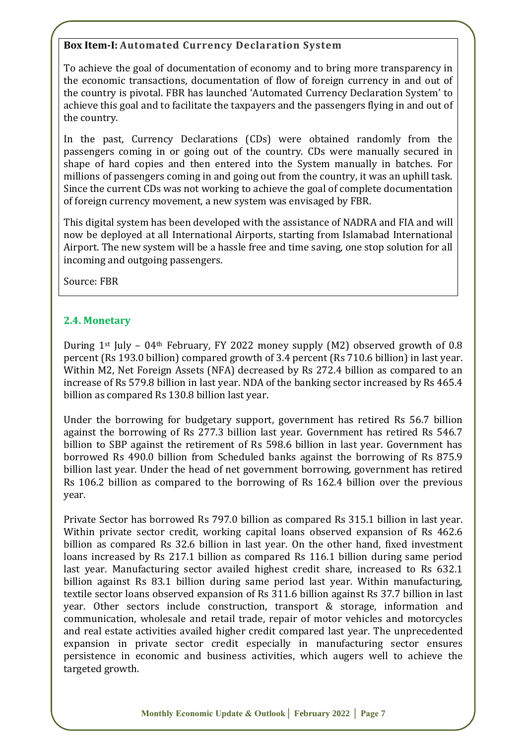**Box Item-I: Automated Currency Declaration System**

To achieve the goal of documentation of economy and to bring more transparency in the economic transactions, documentation of flow of foreign currency in and out of the country is pivotal. FBR has launched 'Automated Currency Declaration System' to achieve this goal and to facilitate the taxpayers and the passengers flying in and out of the country.

In the past, Currency Declarations (CDs) were obtained randomly from the passengers coming in or going out of the country. CDs were manually secured in shape of hard copies and then entered into the System manually in batches. For millions of passengers coming in and going out from the country, it was an uphill task. Since the current CDs was not working to achieve the goal of complete documentation of foreign currency movement, a new system was envisaged by FBR.

This digital system has been developed with the assistance of NADRA and FIA and will now be deployed at all International Airports, starting from Islamabad International Airport. The new system will be a hassle free and time saving, one stop solution for all incoming and outgoing passengers.

Source: FBR

## 2.4. Monetary

During 1st July – 04th February, FY 2022 money supply (M2) observed growth of 0.8 percent (Rs 193.0 billion) compared growth of 3.4 percent (Rs 710.6 billion) in last year. Within M2, Net Foreign Assets (NFA) decreased by Rs 272.4 billion as compared to an increase of Rs 579.8 billion in last year. NDA of the banking sector increased by Rs 465.4 billion as compared Rs 130.8 billion last year.

Under the borrowing for budgetary support, government has retired Rs 56.7 billion against the borrowing of Rs 277.3 billion last year. Government has retired Rs 546.7 billion to SBP against the retirement of Rs 598.6 billion in last year. Government has borrowed Rs 490.0 billion from Scheduled banks against the borrowing of Rs 875.9 billion last year. Under the head of net government borrowing, government has retired Rs 106.2 billion as compared to the borrowing of Rs 162.4 billion over the previous year.

Private Sector has borrowed Rs 797.0 billion as compared Rs 315.1 billion in last year. Within private sector credit, working capital loans observed expansion of Rs 462.6 billion as compared Rs 32.6 billion in last year. On the other hand, fixed investment loans increased by Rs 217.1 billion as compared Rs 116.1 billion during same period last year. Manufacturing sector availed highest credit share, increased to Rs 632.1 billion against Rs 83.1 billion during same period last year. Within manufacturing, textile sector loans observed expansion of Rs 311.6 billion against Rs 37.7 billion in last year. Other sectors include construction, transport & storage, information and communication, wholesale and retail trade, repair of motor vehicles and motorcycles and real estate activities availed higher credit compared last year. The unprecedented expansion in private sector credit especially in manufacturing sector ensures persistence in economic and business activities, which augers well to achieve the targeted growth.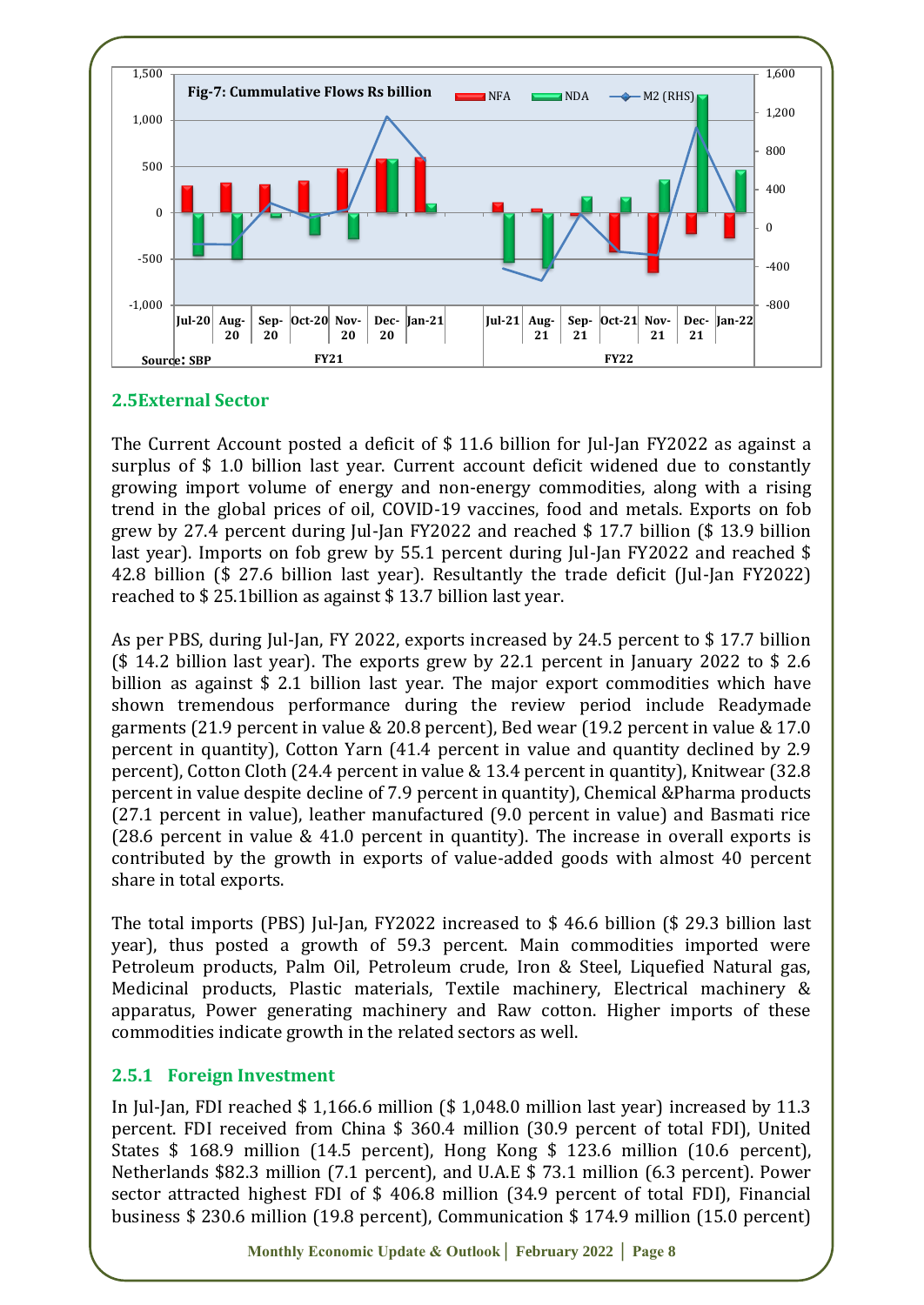Fig-7: Cummulative Flows Rs billion

Source: SBP

## 2.5External Sector

The Current Account posted a deficit of $ 11.6 billion for Jul-Jan FY2022 as against a surplus of $ 1.0 billion last year. Current account deficit widened due to constantly growing import volume of energy and non-energy commodities, along with a rising trend in the global prices of oil, COVID-19 vaccines, food and metals. Exports on fob grew by 27.4 percent during Jul-Jan FY2022 and reached $ 17.7 billion ($ 13.9 billion last year). Imports on fob grew by 55.1 percent during Jul-Jan FY2022 and reached $ 42.8 billion ($ 27.6 billion last year). Resultantly the trade deficit (Jul-Jan FY2022) reached to $ 25.1billion as against $ 13.7 billion last year.

As per PBS, during Jul-Jan, FY 2022, exports increased by 24.5 percent to $ 17.7 billion ($ 14.2 billion last year). The exports grew by 22.1 percent in January 2022 to $ 2.6 billion as against $ 2.1 billion last year. The major export commodities which have shown tremendous performance during the review period include Readymade garments (21.9 percent in value & 20.8 percent), Bed wear (19.2 percent in value & 17.0 percent in quantity), Cotton Yarn (41.4 percent in value and quantity declined by 2.9 percent), Cotton Cloth (24.4 percent in value & 13.4 percent in quantity), Knitwear (32.8 percent in value despite decline of 7.9 percent in quantity), Chemical &Pharma products (27.1 percent in value), leather manufactured (9.0 percent in value) and Basmati rice (28.6 percent in value & 41.0 percent in quantity). The increase in overall exports is contributed by the growth in exports of value-added goods with almost 40 percent share in total exports.

The total imports (PBS) Jul-Jan, FY2022 increased to $ 46.6 billion ($ 29.3 billion last year), thus posted a growth of 59.3 percent. Main commodities imported were Petroleum products, Palm Oil, Petroleum crude, Iron & Steel, Liquefied Natural gas, Medicinal products, Plastic materials, Textile machinery, Electrical machinery & apparatus, Power generating machinery and Raw cotton. Higher imports of these commodities indicate growth in the related sectors as well.

### 2.5.1 Foreign Investment

In Jul-Jan, FDI reached $ 1,166.6 million ($ 1,048.0 million last year) increased by 11.3 percent. FDI received from China $ 360.4 million (30.9 percent of total FDI), United States $ 168.9 million (14.5 percent), Hong Kong $ 123.6 million (10.6 percent), Netherlands $82.3 million (7.1 percent), and U.A.E $ 73.1 million (6.3 percent). Power sector attracted highest FDI of $ 406.8 million (34.9 percent of total FDI), Financial business $ 230.6 million (19.8 percent), Communication $ 174.9 million (15.0 percent)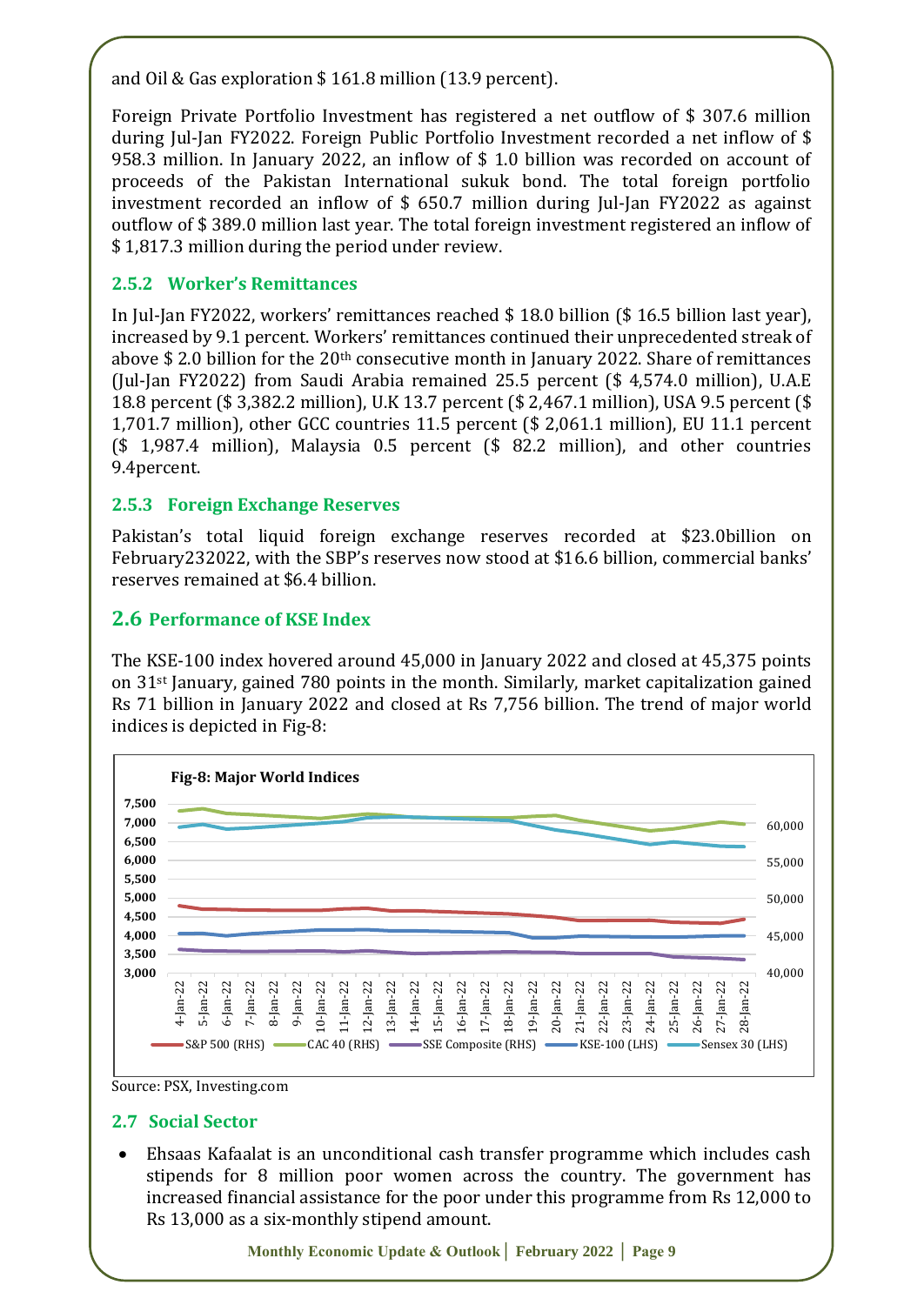and Oil & Gas exploration $ 161.8 million (13.9 percent).

Foreign Private Portfolio Investment has registered a net outflow of $ 307.6 million during Jul-Jan FY2022. Foreign Public Portfolio Investment recorded a net inflow of $ 958.3 million. In January 2022, an inflow of $ 1.0 billion was recorded on account of proceeds of the Pakistan International sukuk bond. The total foreign portfolio investment recorded an inflow of $ 650.7 million during Jul-Jan FY2022 as against outflow of $ 389.0 million last year. The total foreign investment registered an inflow of $ 1,817.3 million during the period under review.

### 2.5.2 Worker's Remittances

In Jul-Jan FY2022, workers' remittances reached $ 18.0 billion ($ 16.5 billion last year), increased by 9.1 percent. Workers' remittances continued their unprecedented streak of above $ 2.0 billion for the 20th consecutive month in January 2022. Share of remittances (Jul-Jan FY2022) from Saudi Arabia remained 25.5 percent ($ 4,574.0 million), U.A.E 18.8 percent ($ 3,382.2 million), U.K 13.7 percent ($ 2,467.1 million), USA 9.5 percent ($ 1,701.7 million), other GCC countries 11.5 percent ($ 2,061.1 million), EU 11.1 percent ($ 1,987.4 million), Malaysia 0.5 percent ($ 82.2 million), and other countries 9.4percent.

### 2.5.3 Foreign Exchange Reserves

Pakistan's total liquid foreign exchange reserves recorded at $23.0billion on February232022, with the SBP's reserves now stood at $16.6 billion, commercial banks' reserves remained at $6.4 billion.

## 2.6 Performance of KSE Index

The KSE-100 index hovered around 45,000 in January 2022 and closed at 45,375 points on 31st January, gained 780 points in the month. Similarly, market capitalization gained Rs 71 billion in January 2022 and closed at Rs 7,756 billion. The trend of major world indices is depicted in Fig-8:

**Fig-8: Major World Indices**

Source: PSX, Investing.com

## 2.7 Social Sector

- Ehsaas Kafaalat is an unconditional cash transfer programme which includes cash stipends for 8 million poor women across the country. The government has increased financial assistance for the poor under this programme from Rs 12,000 to Rs 13,000 as a six-monthly stipend amount.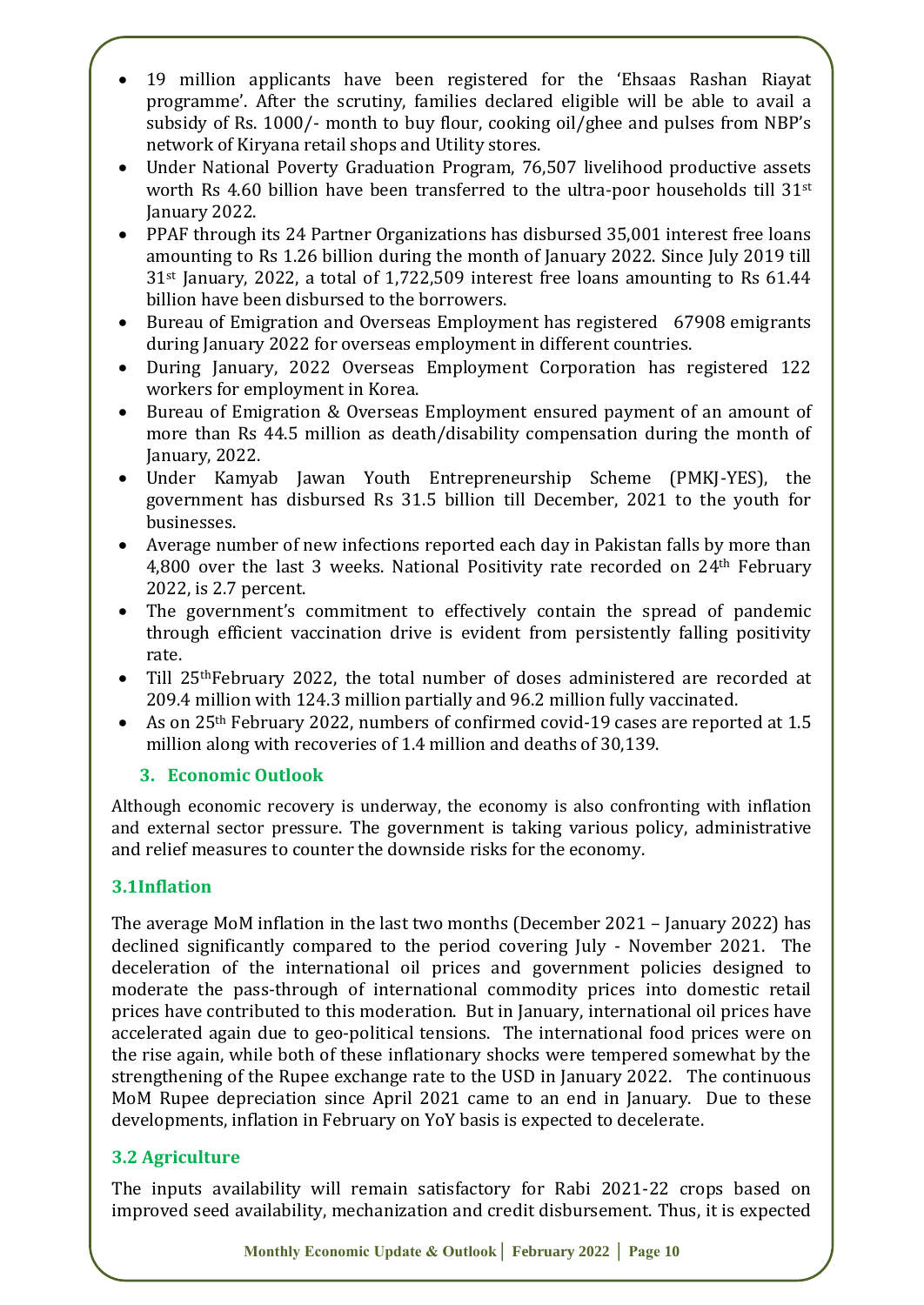- 19 million applicants have been registered for the 'Ehsaas Rashan Riayat programme'. After the scrutiny, families declared eligible will be able to avail a subsidy of Rs. 1000/- month to buy flour, cooking oil/ghee and pulses from NBP's network of Kiryana retail shops and Utility stores.
- Under National Poverty Graduation Program, 76,507 livelihood productive assets worth Rs 4.60 billion have been transferred to the ultra-poor households till 31st January 2022.
- PPAF through its 24 Partner Organizations has disbursed 35,001 interest free loans amounting to Rs 1.26 billion during the month of January 2022. Since July 2019 till 31st January, 2022, a total of 1,722,509 interest free loans amounting to Rs 61.44 billion have been disbursed to the borrowers.
- Bureau of Emigration and Overseas Employment has registered 67908 emigrants during January 2022 for overseas employment in different countries.
- During January, 2022 Overseas Employment Corporation has registered 122 workers for employment in Korea.
- Bureau of Emigration & Overseas Employment ensured payment of an amount of more than Rs 44.5 million as death/disability compensation during the month of January, 2022.
- Under Kamyab Jawan Youth Entrepreneurship Scheme (PMKJ-YES), the government has disbursed Rs 31.5 billion till December, 2021 to the youth for businesses.
- Average number of new infections reported each day in Pakistan falls by more than 4,800 over the last 3 weeks. National Positivity rate recorded on 24th February 2022, is 2.7 percent.
- The government's commitment to effectively contain the spread of pandemic through efficient vaccination drive is evident from persistently falling positivity rate.
- Till 25thFebruary 2022, the total number of doses administered are recorded at 209.4 million with 124.3 million partially and 96.2 million fully vaccinated.
- As on 25th February 2022, numbers of confirmed covid-19 cases are reported at 1.5 million along with recoveries of 1.4 million and deaths of 30,139.

## 3. Economic Outlook

Although economic recovery is underway, the economy is also confronting with inflation and external sector pressure. The government is taking various policy, administrative and relief measures to counter the downside risks for the economy.

### 3.1Inflation

The average MoM inflation in the last two months (December 2021 – January 2022) has declined significantly compared to the period covering July - November 2021. The deceleration of the international oil prices and government policies designed to moderate the pass-through of international commodity prices into domestic retail prices have contributed to this moderation. But in January, international oil prices have accelerated again due to geo-political tensions. The international food prices were on the rise again, while both of these inflationary shocks were tempered somewhat by the strengthening of the Rupee exchange rate to the USD in January 2022. The continuous MoM Rupee depreciation since April 2021 came to an end in January. Due to these developments, inflation in February on YoY basis is expected to decelerate.

### 3.2 Agriculture

The inputs availability will remain satisfactory for Rabi 2021-22 crops based on improved seed availability, mechanization and credit disbursement. Thus, it is expected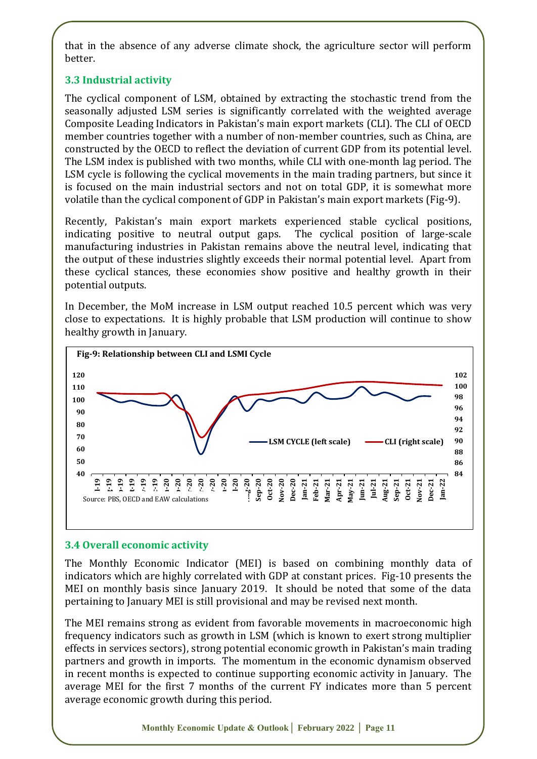that in the absence of any adverse climate shock, the agriculture sector will perform better.

### 3.3 Industrial activity

The cyclical component of LSM, obtained by extracting the stochastic trend from the seasonally adjusted LSM series is significantly correlated with the weighted average Composite Leading Indicators in Pakistan's main export markets (CLI). The CLI of OECD member countries together with a number of non-member countries, such as China, are constructed by the OECD to reflect the deviation of current GDP from its potential level. The LSM index is published with two months, while CLI with one-month lag period. The LSM cycle is following the cyclical movements in the main trading partners, but since it is focused on the main industrial sectors and not on total GDP, it is somewhat more volatile than the cyclical component of GDP in Pakistan's main export markets (Fig-9).

Recently, Pakistan's main export markets experienced stable cyclical positions, indicating positive to neutral output gaps. The cyclical position of large-scale manufacturing industries in Pakistan remains above the neutral level, indicating that the output of these industries slightly exceeds their normal potential level. Apart from these cyclical stances, these economies show positive and healthy growth in their potential outputs.

In December, the MoM increase in LSM output reached 10.5 percent which was very close to expectations. It is highly probable that LSM production will continue to show healthy growth in January.

**Fig-9: Relationship between CLI and LSMI Cycle**

Source: PBS, OECD and EAW calculations

### 3.4 Overall economic activity

The Monthly Economic Indicator (MEI) is based on combining monthly data of indicators which are highly correlated with GDP at constant prices. Fig-10 presents the MEI on monthly basis since January 2019. It should be noted that some of the data pertaining to January MEI is still provisional and may be revised next month.

The MEI remains strong as evident from favorable movements in macroeconomic high frequency indicators such as growth in LSM (which is known to exert strong multiplier effects in services sectors), strong potential economic growth in Pakistan's main trading partners and growth in imports. The momentum in the economic dynamism observed in recent months is expected to continue supporting economic activity in January. The average MEI for the first 7 months of the current FY indicates more than 5 percent average economic growth during this period.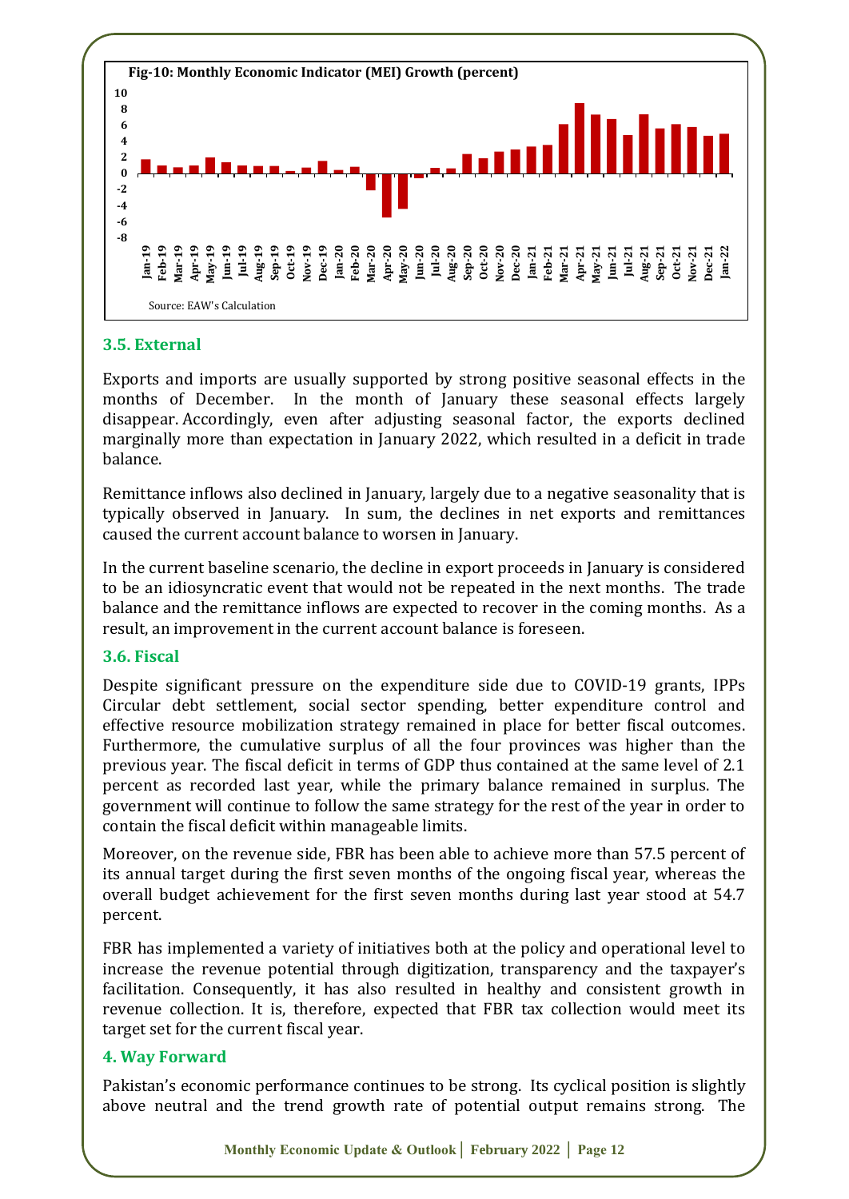**Fig-10: Monthly Economic Indicator (MEI) Growth (percent)**

Source: EAW's Calculation

### 3.5. External

Exports and imports are usually supported by strong positive seasonal effects in the months of December. In the month of January these seasonal effects largely disappear. Accordingly, even after adjusting seasonal factor, the exports declined marginally more than expectation in January 2022, which resulted in a deficit in trade balance.

Remittance inflows also declined in January, largely due to a negative seasonality that is typically observed in January. In sum, the declines in net exports and remittances caused the current account balance to worsen in January.

In the current baseline scenario, the decline in export proceeds in January is considered to be an idiosyncratic event that would not be repeated in the next months. The trade balance and the remittance inflows are expected to recover in the coming months. As a result, an improvement in the current account balance is foreseen.

### 3.6. Fiscal

Despite significant pressure on the expenditure side due to COVID-19 grants, IPPs Circular debt settlement, social sector spending, better expenditure control and effective resource mobilization strategy remained in place for better fiscal outcomes. Furthermore, the cumulative surplus of all the four provinces was higher than the previous year. The fiscal deficit in terms of GDP thus contained at the same level of 2.1 percent as recorded last year, while the primary balance remained in surplus. The government will continue to follow the same strategy for the rest of the year in order to contain the fiscal deficit within manageable limits.

Moreover, on the revenue side, FBR has been able to achieve more than 57.5 percent of its annual target during the first seven months of the ongoing fiscal year, whereas the overall budget achievement for the first seven months during last year stood at 54.7 percent.

FBR has implemented a variety of initiatives both at the policy and operational level to increase the revenue potential through digitization, transparency and the taxpayer's facilitation. Consequently, it has also resulted in healthy and consistent growth in revenue collection. It is, therefore, expected that FBR tax collection would meet its target set for the current fiscal year.

## 4. Way Forward

Pakistan's economic performance continues to be strong. Its cyclical position is slightly above neutral and the trend growth rate of potential output remains strong. The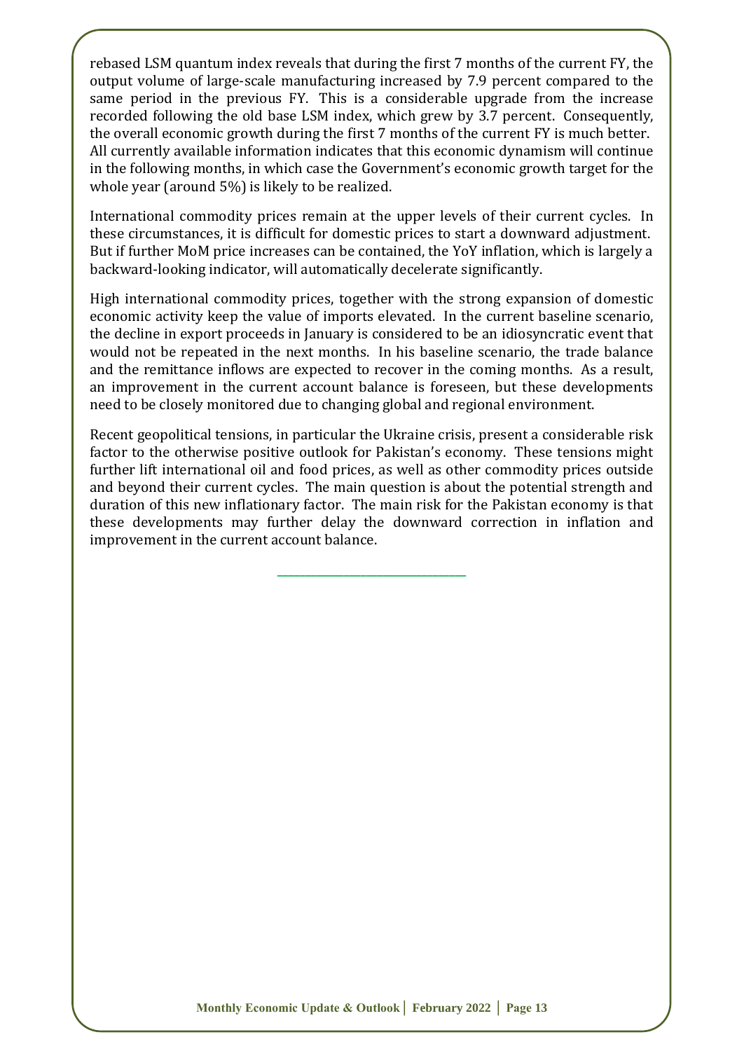rebased LSM quantum index reveals that during the first 7 months of the current FY, the output volume of large-scale manufacturing increased by 7.9 percent compared to the same period in the previous FY. This is a considerable upgrade from the increase recorded following the old base LSM index, which grew by 3.7 percent. Consequently, the overall economic growth during the first 7 months of the current FY is much better. All currently available information indicates that this economic dynamism will continue in the following months, in which case the Government's economic growth target for the whole year (around 5%) is likely to be realized.

International commodity prices remain at the upper levels of their current cycles. In these circumstances, it is difficult for domestic prices to start a downward adjustment. But if further MoM price increases can be contained, the YoY inflation, which is largely a backward-looking indicator, will automatically decelerate significantly.

High international commodity prices, together with the strong expansion of domestic economic activity keep the value of imports elevated. In the current baseline scenario, the decline in export proceeds in January is considered to be an idiosyncratic event that would not be repeated in the next months. In his baseline scenario, the trade balance and the remittance inflows are expected to recover in the coming months. As a result, an improvement in the current account balance is foreseen, but these developments need to be closely monitored due to changing global and regional environment.

Recent geopolitical tensions, in particular the Ukraine crisis, present a considerable risk factor to the otherwise positive outlook for Pakistan's economy. These tensions might further lift international oil and food prices, as well as other commodity prices outside and beyond their current cycles. The main question is about the potential strength and duration of this new inflationary factor. The main risk for the Pakistan economy is that these developments may further delay the downward correction in inflation and improvement in the current account balance.

---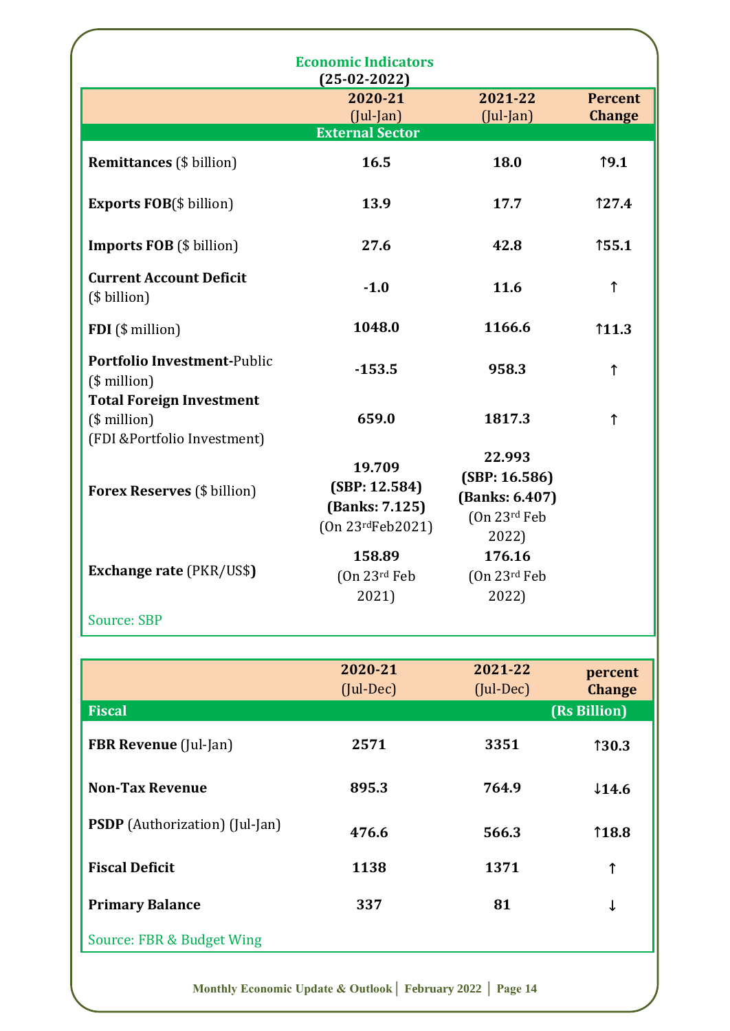## Economic Indicators
### (25-02-2022)

| | 2020-21 (Jul-Jan) | 2021-22 (Jul-Jan) | Percent Change |
|---|---|---|---|
| **External Sector** | | | |
| **Remittances** ($ billion) | **16.5** | **18.0** | **↑9.1** |
| **Exports FOB**($ billion) | **13.9** | **17.7** | **↑27.4** |
| **Imports FOB** ($ billion) | **27.6** | **42.8** | **↑55.1** |
| **Current Account Deficit** ($ billion) | **-1.0** | **11.6** | **↑** |
| **FDI** ($ million) | **1048.0** | **1166.6** | **↑11.3** |
| **Portfolio Investment**-Public ($ million) | **-153.5** | **958.3** | **↑** |
| **Total Foreign Investment** ($ million) (FDI &Portfolio Investment) | **659.0** | **1817.3** | **↑** |
| **Forex Reserves** ($ billion) | **19.709** **(SBP: 12.584)** **(Banks: 7.125)** (On 23rdFeb2021) | **22.993** **(SBP: 16.586)** **(Banks: 6.407)** (On 23rd Feb 2022) | |
| **Exchange rate** (PKR/US$**)** | **158.89** (On 23rd Feb 2021) | **176.16** (On 23rd Feb 2022) | |

Source: SBP

| | 2020-21 (Jul-Dec) | 2021-22 (Jul-Dec) | percent Change |
|---|---|---|---|
| **Fiscal** | | | **(Rs Billion)** |
| **FBR Revenue** (Jul-Jan) | **2571** | **3351** | **↑30.3** |
| **Non-Tax Revenue** | **895.3** | **764.9** | **↓14.6** |
| **PSDP** (Authorization) (Jul-Jan) | **476.6** | **566.3** | **↑18.8** |
| **Fiscal Deficit** | **1138** | **1371** | **↑** |
| **Primary Balance** | **337** | **81** | **↓** |

Source: FBR & Budget Wing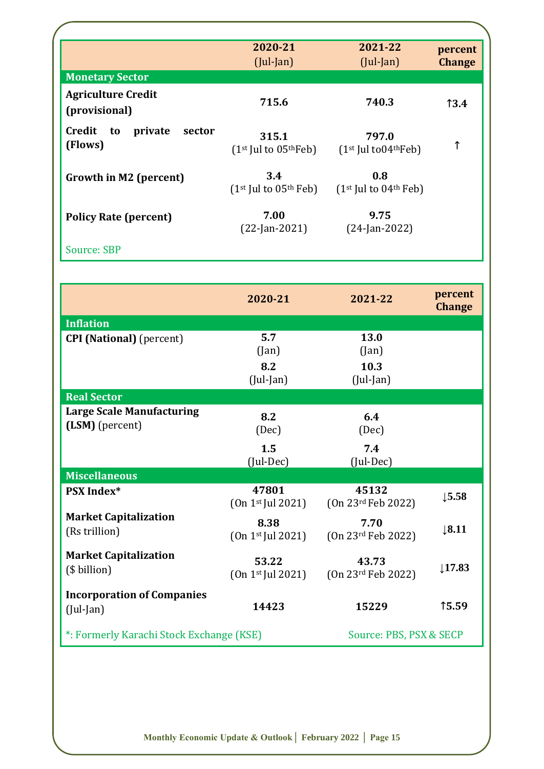| | 2020-21 (Jul-Jan) | 2021-22 (Jul-Jan) | percent Change |
|---|---|---|---|
| **Monetary Sector** | | | |
| **Agriculture Credit (provisional)** | 715.6 | 740.3 | ↑3.4 |
| **Credit to private sector (Flows)** | 315.1 (1st Jul to 05th Feb) | 797.0 (1st Jul to 04th Feb) | ↑ |
| **Growth in M2 (percent)** | 3.4 (1st Jul to 05th Feb) | 0.8 (1st Jul to 04th Feb) | |
| **Policy Rate (percent)** | 7.00 (22-Jan-2021) | 9.75 (24-Jan-2022) | |

Source: SBP

| | 2020-21 | 2021-22 | percent Change |
|---|---|---|---|
| **Inflation** | | | |
| **CPI (National)** (percent) | 5.7 (Jan) | 13.0 (Jan) | |
| | 8.2 (Jul-Jan) | 10.3 (Jul-Jan) | |
| **Real Sector** | | | |
| **Large Scale Manufacturing (LSM)** (percent) | 8.2 (Dec) | 6.4 (Dec) | |
| | 1.5 (Jul-Dec) | 7.4 (Jul-Dec) | |
| **Miscellaneous** | | | |
| **PSX Index*** | 47801 (On 1st Jul 2021) | 45132 (On 23rd Feb 2022) | ↓5.58 |
| **Market Capitalization** (Rs trillion) | 8.38 (On 1st Jul 2021) | 7.70 (On 23rd Feb 2022) | ↓8.11 |
| **Market Capitalization** ($ billion) | 53.22 (On 1st Jul 2021) | 43.73 (On 23rd Feb 2022) | ↓17.83 |
| **Incorporation of Companies** (Jul-Jan) | 14423 | 15229 | ↑5.59 |

*: Formerly Karachi Stock Exchange (KSE)

Source: PBS, PSX & SECP